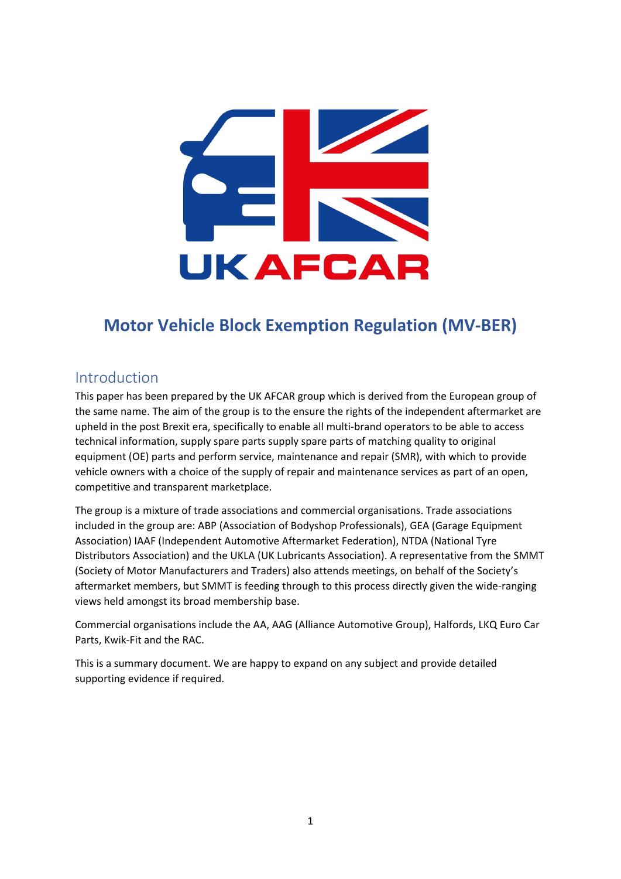UK AFCAR

# Motor Vehicle Block Exemption Regulation (MV-BER)

## Introduction

This paper has been prepared by the UK AFCAR group which is derived from the European group of the same name. The aim of the group is to the ensure the rights of the independent aftermarket are upheld in the post Brexit era, specifically to enable all multi-brand operators to be able to access technical information, supply spare parts supply spare parts of matching quality to original equipment (OE) parts and perform service, maintenance and repair (SMR), with which to provide vehicle owners with a choice of the supply of repair and maintenance services as part of an open, competitive and transparent marketplace.

The group is a mixture of trade associations and commercial organisations. Trade associations included in the group are: ABP (Association of Bodyshop Professionals), GEA (Garage Equipment Association) IAAF (Independent Automotive Aftermarket Federation), NTDA (National Tyre Distributors Association) and the UKLA (UK Lubricants Association). A representative from the SMMT (Society of Motor Manufacturers and Traders) also attends meetings, on behalf of the Society's aftermarket members, but SMMT is feeding through to this process directly given the wide-ranging views held amongst its broad membership base.

Commercial organisations include the AA, AAG (Alliance Automotive Group), Halfords, LKQ Euro Car Parts, Kwik-Fit and the RAC.

This is a summary document. We are happy to expand on any subject and provide detailed supporting evidence if required.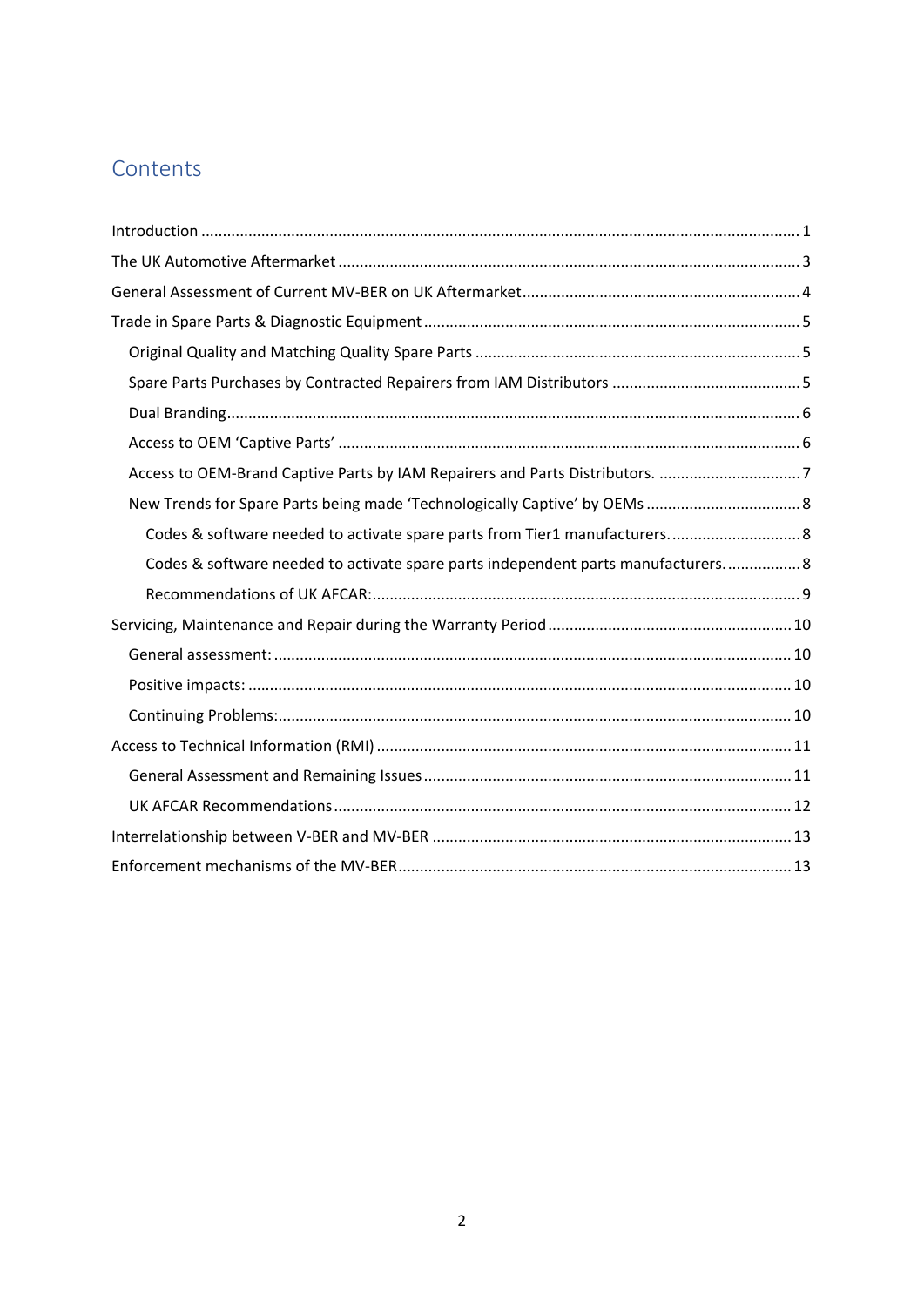# Contents

- Introduction ... 1
- The UK Automotive Aftermarket ... 3
- General Assessment of Current MV-BER on UK Aftermarket ... 4
- Trade in Spare Parts & Diagnostic Equipment ... 5
  - Original Quality and Matching Quality Spare Parts ... 5
  - Spare Parts Purchases by Contracted Repairers from IAM Distributors ... 5
  - Dual Branding ... 6
  - Access to OEM 'Captive Parts' ... 6
  - Access to OEM-Brand Captive Parts by IAM Repairers and Parts Distributors. ... 7
  - New Trends for Spare Parts being made 'Technologically Captive' by OEMs ... 8
    - Codes & software needed to activate spare parts from Tier1 manufacturers. ... 8
    - Codes & software needed to activate spare parts independent parts manufacturers. ... 8
    - Recommendations of UK AFCAR: ... 9
- Servicing, Maintenance and Repair during the Warranty Period ... 10
  - General assessment: ... 10
  - Positive impacts: ... 10
  - Continuing Problems: ... 10
- Access to Technical Information (RMI) ... 11
  - General Assessment and Remaining Issues ... 11
  - UK AFCAR Recommendations ... 12
- Interrelationship between V-BER and MV-BER ... 13
- Enforcement mechanisms of the MV-BER ... 13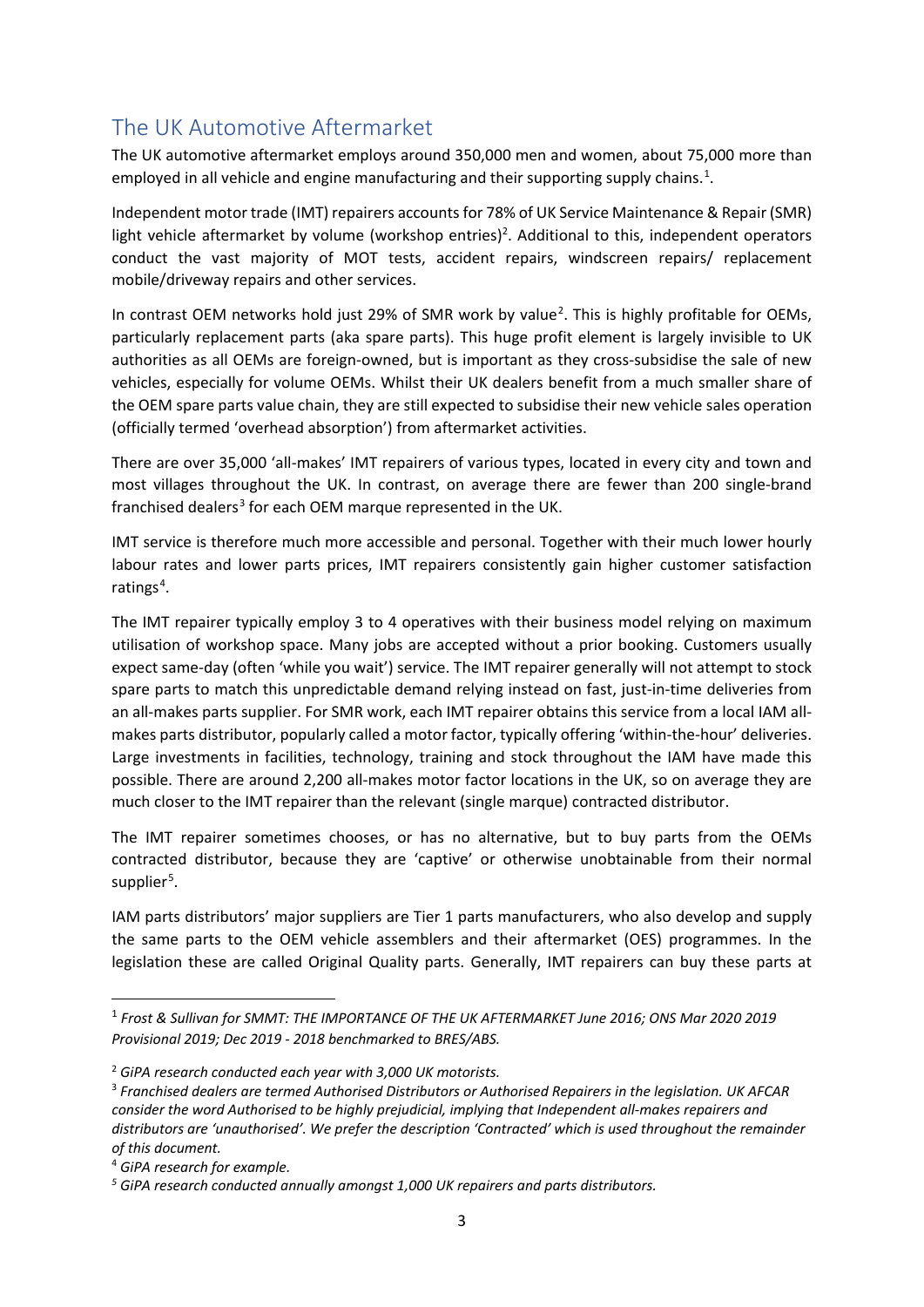## The UK Automotive Aftermarket

The UK automotive aftermarket employs around 350,000 men and women, about 75,000 more than employed in all vehicle and engine manufacturing and their supporting supply chains.[1].

Independent motor trade (IMT) repairers accounts for 78% of UK Service Maintenance & Repair (SMR) light vehicle aftermarket by volume (workshop entries)[2]. Additional to this, independent operators conduct the vast majority of MOT tests, accident repairs, windscreen repairs/ replacement mobile/driveway repairs and other services.

In contrast OEM networks hold just 29% of SMR work by value[2]. This is highly profitable for OEMs, particularly replacement parts (aka spare parts). This huge profit element is largely invisible to UK authorities as all OEMs are foreign-owned, but is important as they cross-subsidise the sale of new vehicles, especially for volume OEMs. Whilst their UK dealers benefit from a much smaller share of the OEM spare parts value chain, they are still expected to subsidise their new vehicle sales operation (officially termed 'overhead absorption') from aftermarket activities.

There are over 35,000 'all-makes' IMT repairers of various types, located in every city and town and most villages throughout the UK. In contrast, on average there are fewer than 200 single-brand franchised dealers[3] for each OEM marque represented in the UK.

IMT service is therefore much more accessible and personal. Together with their much lower hourly labour rates and lower parts prices, IMT repairers consistently gain higher customer satisfaction ratings[4].

The IMT repairer typically employ 3 to 4 operatives with their business model relying on maximum utilisation of workshop space. Many jobs are accepted without a prior booking. Customers usually expect same-day (often 'while you wait') service. The IMT repairer generally will not attempt to stock spare parts to match this unpredictable demand relying instead on fast, just-in-time deliveries from an all-makes parts supplier. For SMR work, each IMT repairer obtains this service from a local IAM all-makes parts distributor, popularly called a motor factor, typically offering 'within-the-hour' deliveries. Large investments in facilities, technology, training and stock throughout the IAM have made this possible. There are around 2,200 all-makes motor factor locations in the UK, so on average they are much closer to the IMT repairer than the relevant (single marque) contracted distributor.

The IMT repairer sometimes chooses, or has no alternative, but to buy parts from the OEMs contracted distributor, because they are 'captive' or otherwise unobtainable from their normal supplier[5].

IAM parts distributors' major suppliers are Tier 1 parts manufacturers, who also develop and supply the same parts to the OEM vehicle assemblers and their aftermarket (OES) programmes. In the legislation these are called Original Quality parts. Generally, IMT repairers can buy these parts at

---

[1] *Frost & Sullivan for SMMT: THE IMPORTANCE OF THE UK AFTERMARKET June 2016; ONS Mar 2020 2019 Provisional 2019; Dec 2019 - 2018 benchmarked to BRES/ABS.*

[2] *GiPA research conducted each year with 3,000 UK motorists.*

[3] *Franchised dealers are termed Authorised Distributors or Authorised Repairers in the legislation. UK AFCAR consider the word Authorised to be highly prejudicial, implying that Independent all-makes repairers and distributors are 'unauthorised'. We prefer the description 'Contracted' which is used throughout the remainder of this document.*

[4] *GiPA research for example.*

[5] *GiPA research conducted annually amongst 1,000 UK repairers and parts distributors.*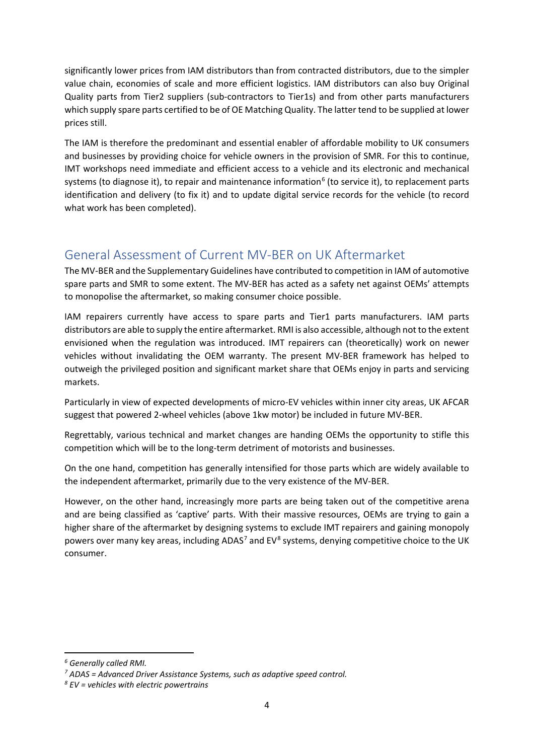significantly lower prices from IAM distributors than from contracted distributors, due to the simpler value chain, economies of scale and more efficient logistics. IAM distributors can also buy Original Quality parts from Tier2 suppliers (sub-contractors to Tier1s) and from other parts manufacturers which supply spare parts certified to be of OE Matching Quality. The latter tend to be supplied at lower prices still.

The IAM is therefore the predominant and essential enabler of affordable mobility to UK consumers and businesses by providing choice for vehicle owners in the provision of SMR. For this to continue, IMT workshops need immediate and efficient access to a vehicle and its electronic and mechanical systems (to diagnose it), to repair and maintenance information[6] (to service it), to replacement parts identification and delivery (to fix it) and to update digital service records for the vehicle (to record what work has been completed).

## General Assessment of Current MV-BER on UK Aftermarket

The MV-BER and the Supplementary Guidelines have contributed to competition in IAM of automotive spare parts and SMR to some extent. The MV-BER has acted as a safety net against OEMs' attempts to monopolise the aftermarket, so making consumer choice possible.

IAM repairers currently have access to spare parts and Tier1 parts manufacturers. IAM parts distributors are able to supply the entire aftermarket. RMI is also accessible, although not to the extent envisioned when the regulation was introduced. IMT repairers can (theoretically) work on newer vehicles without invalidating the OEM warranty. The present MV-BER framework has helped to outweigh the privileged position and significant market share that OEMs enjoy in parts and servicing markets.

Particularly in view of expected developments of micro-EV vehicles within inner city areas, UK AFCAR suggest that powered 2-wheel vehicles (above 1kw motor) be included in future MV-BER.

Regrettably, various technical and market changes are handing OEMs the opportunity to stifle this competition which will be to the long-term detriment of motorists and businesses.

On the one hand, competition has generally intensified for those parts which are widely available to the independent aftermarket, primarily due to the very existence of the MV-BER.

However, on the other hand, increasingly more parts are being taken out of the competitive arena and are being classified as 'captive' parts. With their massive resources, OEMs are trying to gain a higher share of the aftermarket by designing systems to exclude IMT repairers and gaining monopoly powers over many key areas, including ADAS[7] and EV[8] systems, denying competitive choice to the UK consumer.

---

*[6] Generally called RMI.*

*[7] ADAS = Advanced Driver Assistance Systems, such as adaptive speed control.*

*[8] EV = vehicles with electric powertrains*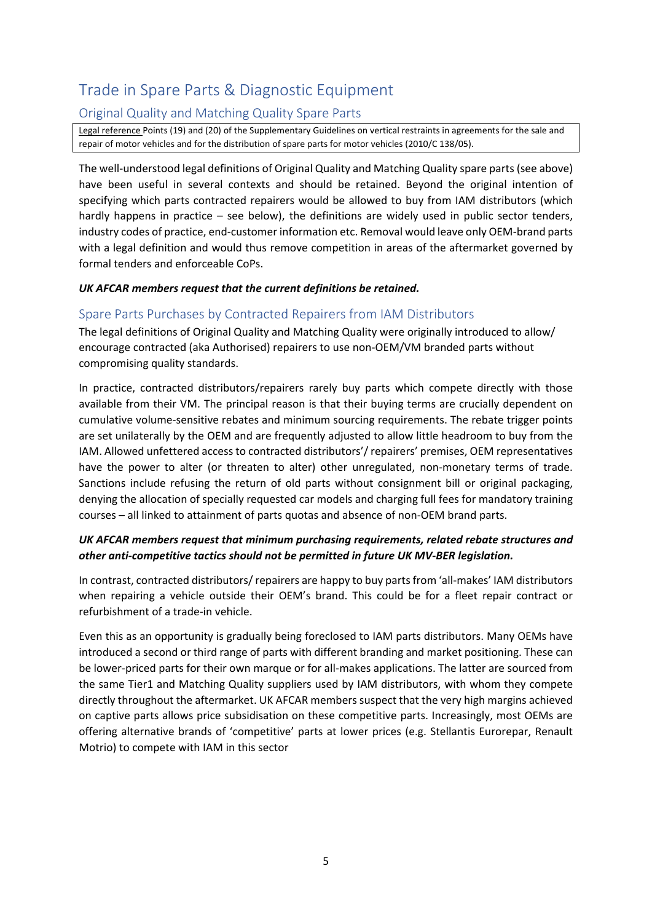# Trade in Spare Parts & Diagnostic Equipment

## Original Quality and Matching Quality Spare Parts

| Legal reference Points (19) and (20) of the Supplementary Guidelines on vertical restraints in agreements for the sale and repair of motor vehicles and for the distribution of spare parts for motor vehicles (2010/C 138/05). |
|---|

The well-understood legal definitions of Original Quality and Matching Quality spare parts (see above) have been useful in several contexts and should be retained. Beyond the original intention of specifying which parts contracted repairers would be allowed to buy from IAM distributors (which hardly happens in practice – see below), the definitions are widely used in public sector tenders, industry codes of practice, end-customer information etc. Removal would leave only OEM-brand parts with a legal definition and would thus remove competition in areas of the aftermarket governed by formal tenders and enforceable CoPs.

***UK AFCAR members request that the current definitions be retained.***

## Spare Parts Purchases by Contracted Repairers from IAM Distributors

The legal definitions of Original Quality and Matching Quality were originally introduced to allow/ encourage contracted (aka Authorised) repairers to use non-OEM/VM branded parts without compromising quality standards.

In practice, contracted distributors/repairers rarely buy parts which compete directly with those available from their VM. The principal reason is that their buying terms are crucially dependent on cumulative volume-sensitive rebates and minimum sourcing requirements. The rebate trigger points are set unilaterally by the OEM and are frequently adjusted to allow little headroom to buy from the IAM. Allowed unfettered access to contracted distributors'/ repairers' premises, OEM representatives have the power to alter (or threaten to alter) other unregulated, non-monetary terms of trade. Sanctions include refusing the return of old parts without consignment bill or original packaging, denying the allocation of specially requested car models and charging full fees for mandatory training courses – all linked to attainment of parts quotas and absence of non-OEM brand parts.

***UK AFCAR members request that minimum purchasing requirements, related rebate structures and other anti-competitive tactics should not be permitted in future UK MV-BER legislation.***

In contrast, contracted distributors/ repairers are happy to buy parts from 'all-makes' IAM distributors when repairing a vehicle outside their OEM's brand. This could be for a fleet repair contract or refurbishment of a trade-in vehicle.

Even this as an opportunity is gradually being foreclosed to IAM parts distributors. Many OEMs have introduced a second or third range of parts with different branding and market positioning. These can be lower-priced parts for their own marque or for all-makes applications. The latter are sourced from the same Tier1 and Matching Quality suppliers used by IAM distributors, with whom they compete directly throughout the aftermarket. UK AFCAR members suspect that the very high margins achieved on captive parts allows price subsidisation on these competitive parts. Increasingly, most OEMs are offering alternative brands of 'competitive' parts at lower prices (e.g. Stellantis Eurorepar, Renault Motrio) to compete with IAM in this sector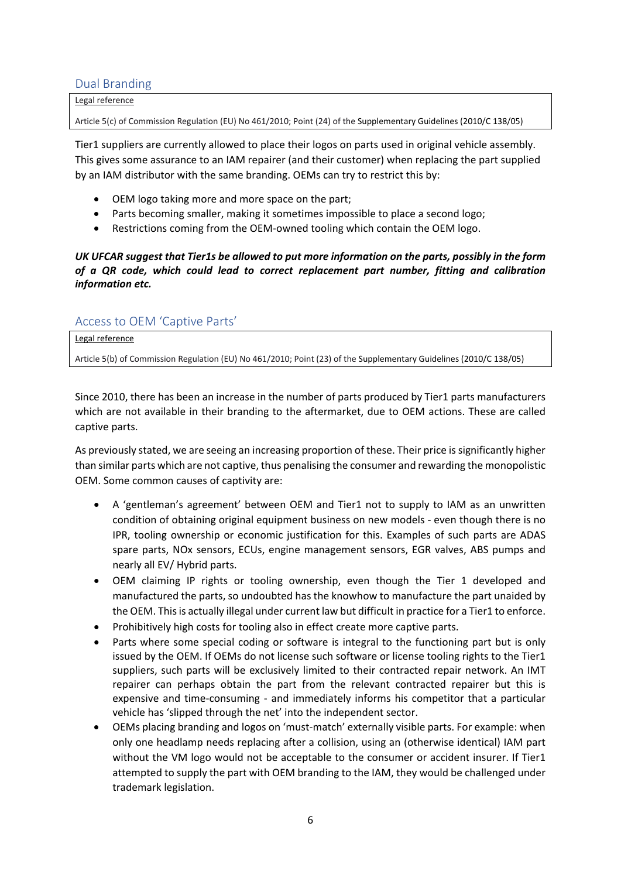## Dual Branding

Legal reference

Article 5(c) of Commission Regulation (EU) No 461/2010; Point (24) of the Supplementary Guidelines (2010/C 138/05)

Tier1 suppliers are currently allowed to place their logos on parts used in original vehicle assembly. This gives some assurance to an IAM repairer (and their customer) when replacing the part supplied by an IAM distributor with the same branding. OEMs can try to restrict this by:

- OEM logo taking more and more space on the part;
- Parts becoming smaller, making it sometimes impossible to place a second logo;
- Restrictions coming from the OEM-owned tooling which contain the OEM logo.

***UK UFCAR suggest that Tier1s be allowed to put more information on the parts, possibly in the form of a QR code, which could lead to correct replacement part number, fitting and calibration information etc.***

## Access to OEM 'Captive Parts'

Legal reference

Article 5(b) of Commission Regulation (EU) No 461/2010; Point (23) of the Supplementary Guidelines (2010/C 138/05)

Since 2010, there has been an increase in the number of parts produced by Tier1 parts manufacturers which are not available in their branding to the aftermarket, due to OEM actions. These are called captive parts.

As previously stated, we are seeing an increasing proportion of these. Their price is significantly higher than similar parts which are not captive, thus penalising the consumer and rewarding the monopolistic OEM. Some common causes of captivity are:

- A 'gentleman's agreement' between OEM and Tier1 not to supply to IAM as an unwritten condition of obtaining original equipment business on new models - even though there is no IPR, tooling ownership or economic justification for this. Examples of such parts are ADAS spare parts, NOx sensors, ECUs, engine management sensors, EGR valves, ABS pumps and nearly all EV/ Hybrid parts.
- OEM claiming IP rights or tooling ownership, even though the Tier 1 developed and manufactured the parts, so undoubted has the knowhow to manufacture the part unaided by the OEM. This is actually illegal under current law but difficult in practice for a Tier1 to enforce.
- Prohibitively high costs for tooling also in effect create more captive parts.
- Parts where some special coding or software is integral to the functioning part but is only issued by the OEM. If OEMs do not license such software or license tooling rights to the Tier1 suppliers, such parts will be exclusively limited to their contracted repair network. An IMT repairer can perhaps obtain the part from the relevant contracted repairer but this is expensive and time-consuming - and immediately informs his competitor that a particular vehicle has 'slipped through the net' into the independent sector.
- OEMs placing branding and logos on 'must-match' externally visible parts. For example: when only one headlamp needs replacing after a collision, using an (otherwise identical) IAM part without the VM logo would not be acceptable to the consumer or accident insurer. If Tier1 attempted to supply the part with OEM branding to the IAM, they would be challenged under trademark legislation.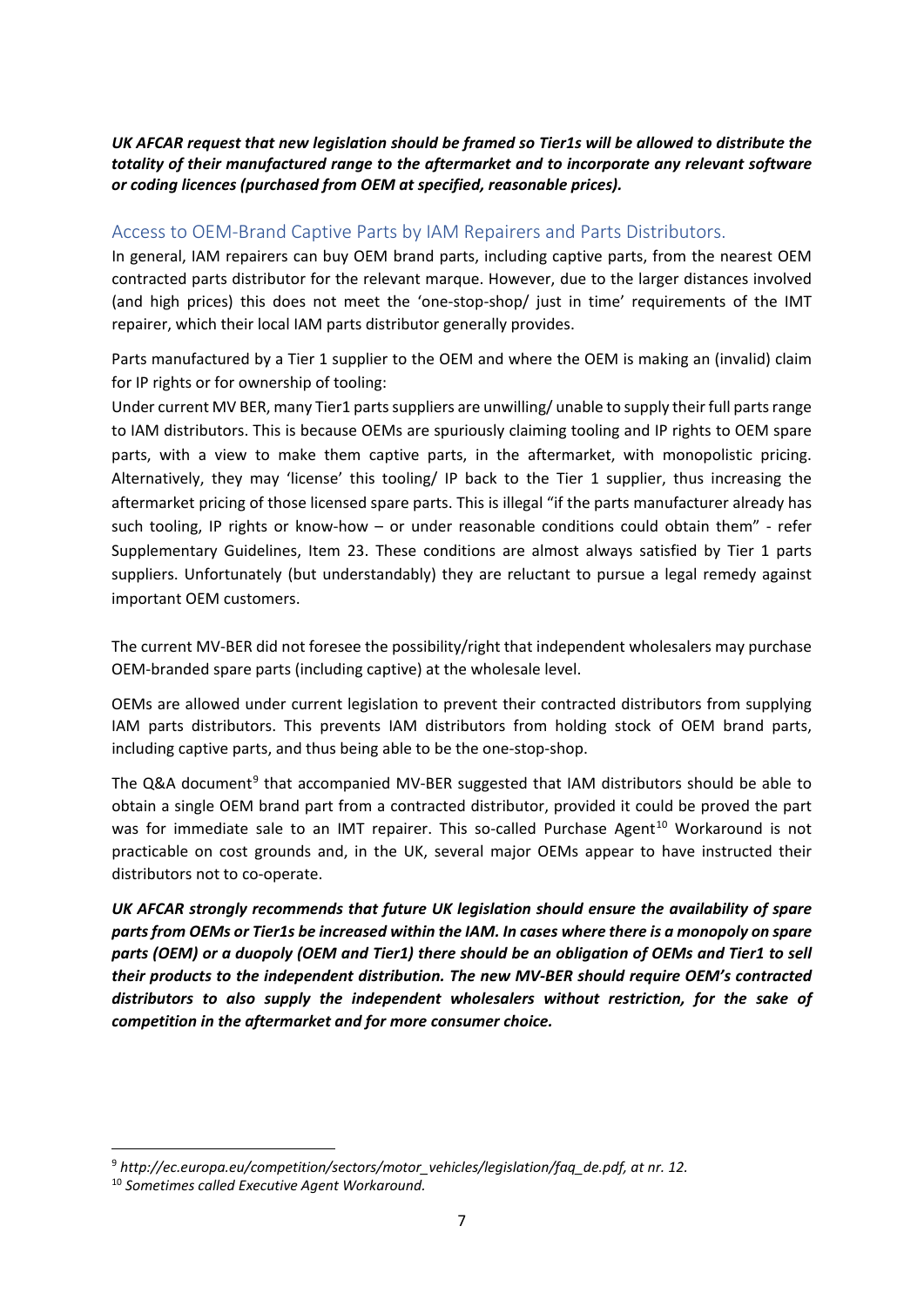***UK AFCAR request that new legislation should be framed so Tier1s will be allowed to distribute the totality of their manufactured range to the aftermarket and to incorporate any relevant software or coding licences (purchased from OEM at specified, reasonable prices).***

## Access to OEM-Brand Captive Parts by IAM Repairers and Parts Distributors.

In general, IAM repairers can buy OEM brand parts, including captive parts, from the nearest OEM contracted parts distributor for the relevant marque. However, due to the larger distances involved (and high prices) this does not meet the 'one-stop-shop/ just in time' requirements of the IMT repairer, which their local IAM parts distributor generally provides.

Parts manufactured by a Tier 1 supplier to the OEM and where the OEM is making an (invalid) claim for IP rights or for ownership of tooling:

Under current MV BER, many Tier1 parts suppliers are unwilling/ unable to supply their full parts range to IAM distributors. This is because OEMs are spuriously claiming tooling and IP rights to OEM spare parts, with a view to make them captive parts, in the aftermarket, with monopolistic pricing. Alternatively, they may 'license' this tooling/ IP back to the Tier 1 supplier, thus increasing the aftermarket pricing of those licensed spare parts. This is illegal "if the parts manufacturer already has such tooling, IP rights or know-how – or under reasonable conditions could obtain them" - refer Supplementary Guidelines, Item 23. These conditions are almost always satisfied by Tier 1 parts suppliers. Unfortunately (but understandably) they are reluctant to pursue a legal remedy against important OEM customers.

The current MV-BER did not foresee the possibility/right that independent wholesalers may purchase OEM-branded spare parts (including captive) at the wholesale level.

OEMs are allowed under current legislation to prevent their contracted distributors from supplying IAM parts distributors. This prevents IAM distributors from holding stock of OEM brand parts, including captive parts, and thus being able to be the one-stop-shop.

The Q&A document[9] that accompanied MV-BER suggested that IAM distributors should be able to obtain a single OEM brand part from a contracted distributor, provided it could be proved the part was for immediate sale to an IMT repairer. This so-called Purchase Agent[10] Workaround is not practicable on cost grounds and, in the UK, several major OEMs appear to have instructed their distributors not to co-operate.

***UK AFCAR strongly recommends that future UK legislation should ensure the availability of spare parts from OEMs or Tier1s be increased within the IAM. In cases where there is a monopoly on spare parts (OEM) or a duopoly (OEM and Tier1) there should be an obligation of OEMs and Tier1 to sell their products to the independent distribution. The new MV-BER should require OEM's contracted distributors to also supply the independent wholesalers without restriction, for the sake of competition in the aftermarket and for more consumer choice.***

---

[9] *http://ec.europa.eu/competition/sectors/motor_vehicles/legislation/faq_de.pdf, at nr. 12.*

[10] *Sometimes called Executive Agent Workaround.*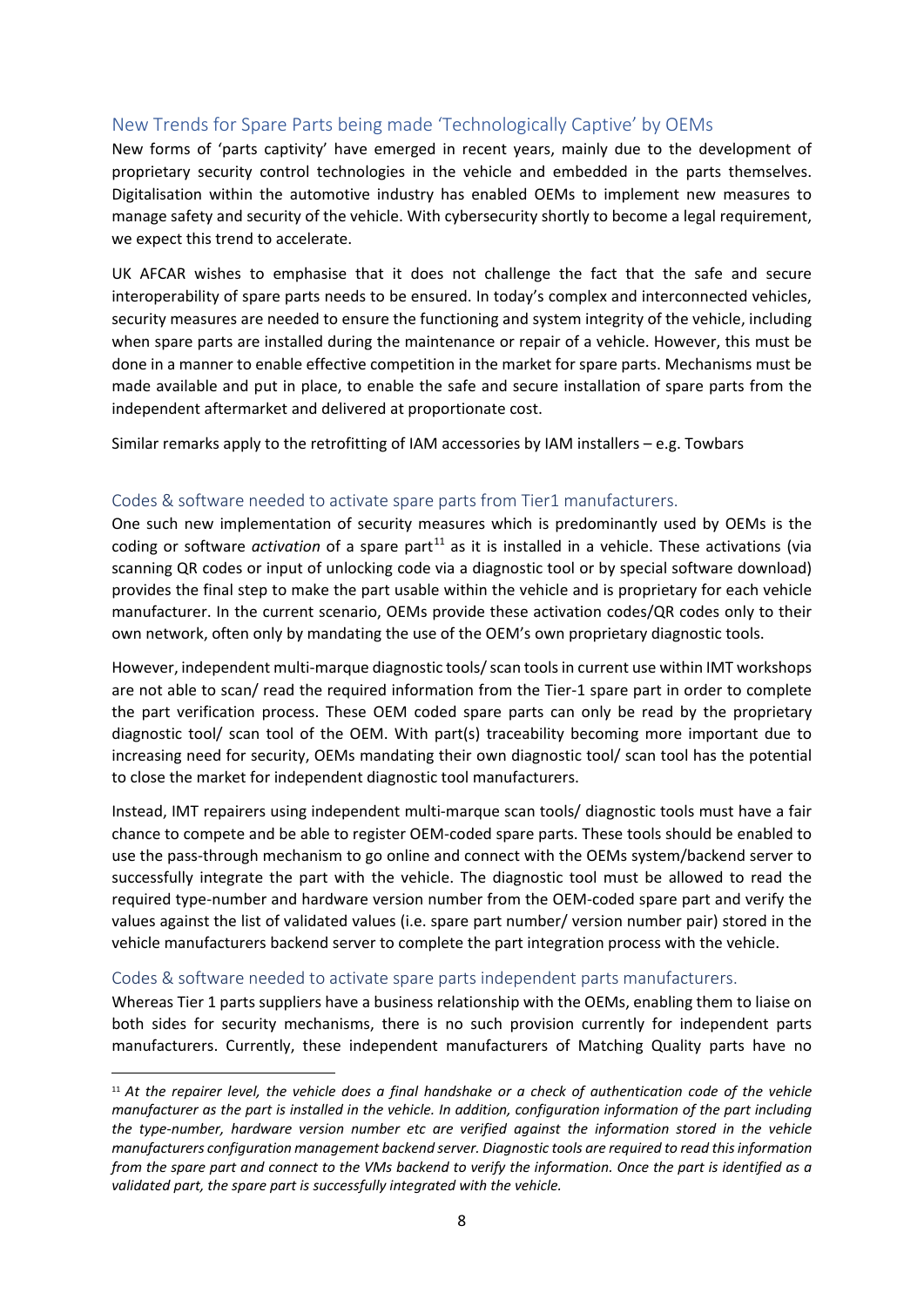## New Trends for Spare Parts being made 'Technologically Captive' by OEMs

New forms of 'parts captivity' have emerged in recent years, mainly due to the development of proprietary security control technologies in the vehicle and embedded in the parts themselves. Digitalisation within the automotive industry has enabled OEMs to implement new measures to manage safety and security of the vehicle. With cybersecurity shortly to become a legal requirement, we expect this trend to accelerate.

UK AFCAR wishes to emphasise that it does not challenge the fact that the safe and secure interoperability of spare parts needs to be ensured. In today's complex and interconnected vehicles, security measures are needed to ensure the functioning and system integrity of the vehicle, including when spare parts are installed during the maintenance or repair of a vehicle. However, this must be done in a manner to enable effective competition in the market for spare parts. Mechanisms must be made available and put in place, to enable the safe and secure installation of spare parts from the independent aftermarket and delivered at proportionate cost.

Similar remarks apply to the retrofitting of IAM accessories by IAM installers – e.g. Towbars

### Codes & software needed to activate spare parts from Tier1 manufacturers.

One such new implementation of security measures which is predominantly used by OEMs is the coding or software *activation* of a spare part[11] as it is installed in a vehicle. These activations (via scanning QR codes or input of unlocking code via a diagnostic tool or by special software download) provides the final step to make the part usable within the vehicle and is proprietary for each vehicle manufacturer. In the current scenario, OEMs provide these activation codes/QR codes only to their own network, often only by mandating the use of the OEM's own proprietary diagnostic tools.

However, independent multi-marque diagnostic tools/ scan tools in current use within IMT workshops are not able to scan/ read the required information from the Tier-1 spare part in order to complete the part verification process. These OEM coded spare parts can only be read by the proprietary diagnostic tool/ scan tool of the OEM. With part(s) traceability becoming more important due to increasing need for security, OEMs mandating their own diagnostic tool/ scan tool has the potential to close the market for independent diagnostic tool manufacturers.

Instead, IMT repairers using independent multi-marque scan tools/ diagnostic tools must have a fair chance to compete and be able to register OEM-coded spare parts. These tools should be enabled to use the pass-through mechanism to go online and connect with the OEMs system/backend server to successfully integrate the part with the vehicle. The diagnostic tool must be allowed to read the required type-number and hardware version number from the OEM-coded spare part and verify the values against the list of validated values (i.e. spare part number/ version number pair) stored in the vehicle manufacturers backend server to complete the part integration process with the vehicle.

### Codes & software needed to activate spare parts independent parts manufacturers.

Whereas Tier 1 parts suppliers have a business relationship with the OEMs, enabling them to liaise on both sides for security mechanisms, there is no such provision currently for independent parts manufacturers. Currently, these independent manufacturers of Matching Quality parts have no

[11] *At the repairer level, the vehicle does a final handshake or a check of authentication code of the vehicle manufacturer as the part is installed in the vehicle. In addition, configuration information of the part including the type-number, hardware version number etc are verified against the information stored in the vehicle manufacturers configuration management backend server. Diagnostic tools are required to read this information from the spare part and connect to the VMs backend to verify the information. Once the part is identified as a validated part, the spare part is successfully integrated with the vehicle.*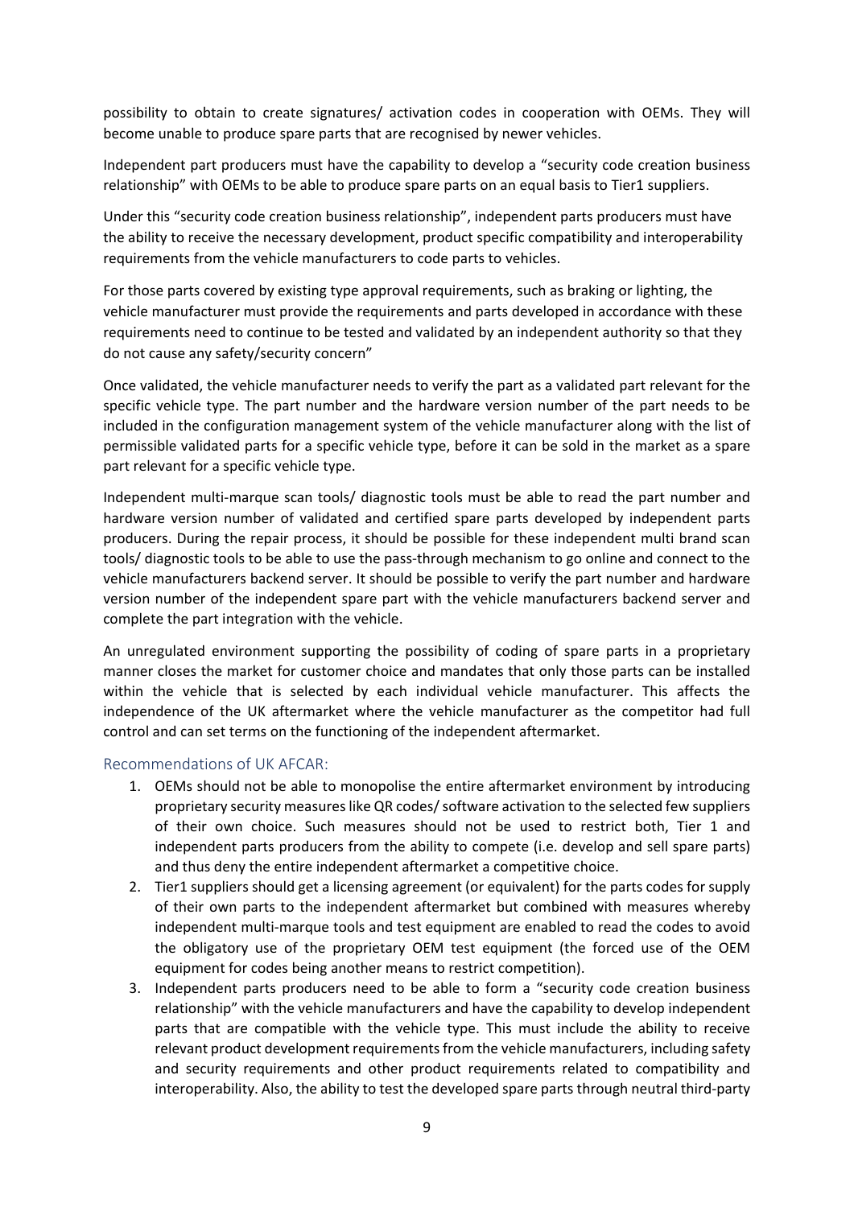possibility to obtain to create signatures/ activation codes in cooperation with OEMs. They will become unable to produce spare parts that are recognised by newer vehicles.

Independent part producers must have the capability to develop a "security code creation business relationship" with OEMs to be able to produce spare parts on an equal basis to Tier1 suppliers.

Under this "security code creation business relationship", independent parts producers must have the ability to receive the necessary development, product specific compatibility and interoperability requirements from the vehicle manufacturers to code parts to vehicles.

For those parts covered by existing type approval requirements, such as braking or lighting, the vehicle manufacturer must provide the requirements and parts developed in accordance with these requirements need to continue to be tested and validated by an independent authority so that they do not cause any safety/security concern"

Once validated, the vehicle manufacturer needs to verify the part as a validated part relevant for the specific vehicle type. The part number and the hardware version number of the part needs to be included in the configuration management system of the vehicle manufacturer along with the list of permissible validated parts for a specific vehicle type, before it can be sold in the market as a spare part relevant for a specific vehicle type.

Independent multi-marque scan tools/ diagnostic tools must be able to read the part number and hardware version number of validated and certified spare parts developed by independent parts producers. During the repair process, it should be possible for these independent multi brand scan tools/ diagnostic tools to be able to use the pass-through mechanism to go online and connect to the vehicle manufacturers backend server. It should be possible to verify the part number and hardware version number of the independent spare part with the vehicle manufacturers backend server and complete the part integration with the vehicle.

An unregulated environment supporting the possibility of coding of spare parts in a proprietary manner closes the market for customer choice and mandates that only those parts can be installed within the vehicle that is selected by each individual vehicle manufacturer. This affects the independence of the UK aftermarket where the vehicle manufacturer as the competitor had full control and can set terms on the functioning of the independent aftermarket.

### Recommendations of UK AFCAR:

1. OEMs should not be able to monopolise the entire aftermarket environment by introducing proprietary security measures like QR codes/ software activation to the selected few suppliers of their own choice. Such measures should not be used to restrict both, Tier 1 and independent parts producers from the ability to compete (i.e. develop and sell spare parts) and thus deny the entire independent aftermarket a competitive choice.
2. Tier1 suppliers should get a licensing agreement (or equivalent) for the parts codes for supply of their own parts to the independent aftermarket but combined with measures whereby independent multi-marque tools and test equipment are enabled to read the codes to avoid the obligatory use of the proprietary OEM test equipment (the forced use of the OEM equipment for codes being another means to restrict competition).
3. Independent parts producers need to be able to form a "security code creation business relationship" with the vehicle manufacturers and have the capability to develop independent parts that are compatible with the vehicle type. This must include the ability to receive relevant product development requirements from the vehicle manufacturers, including safety and security requirements and other product requirements related to compatibility and interoperability. Also, the ability to test the developed spare parts through neutral third-party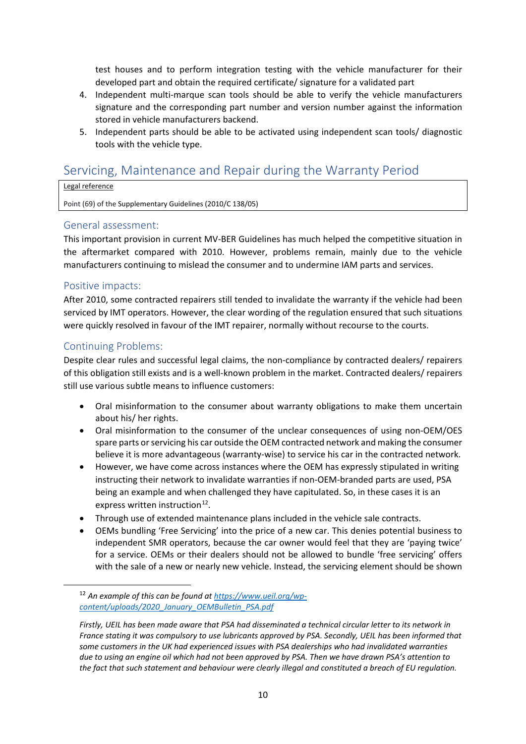test houses and to perform integration testing with the vehicle manufacturer for their developed part and obtain the required certificate/ signature for a validated part

4. Independent multi-marque scan tools should be able to verify the vehicle manufacturers signature and the corresponding part number and version number against the information stored in vehicle manufacturers backend.
5. Independent parts should be able to be activated using independent scan tools/ diagnostic tools with the vehicle type.

## Servicing, Maintenance and Repair during the Warranty Period

| Legal reference |
|---|
| Point (69) of the Supplementary Guidelines (2010/C 138/05) |

### General assessment:

This important provision in current MV-BER Guidelines has much helped the competitive situation in the aftermarket compared with 2010. However, problems remain, mainly due to the vehicle manufacturers continuing to mislead the consumer and to undermine IAM parts and services.

### Positive impacts:

After 2010, some contracted repairers still tended to invalidate the warranty if the vehicle had been serviced by IMT operators. However, the clear wording of the regulation ensured that such situations were quickly resolved in favour of the IMT repairer, normally without recourse to the courts.

### Continuing Problems:

Despite clear rules and successful legal claims, the non-compliance by contracted dealers/ repairers of this obligation still exists and is a well-known problem in the market. Contracted dealers/ repairers still use various subtle means to influence customers:

- Oral misinformation to the consumer about warranty obligations to make them uncertain about his/ her rights.
- Oral misinformation to the consumer of the unclear consequences of using non-OEM/OES spare parts or servicing his car outside the OEM contracted network and making the consumer believe it is more advantageous (warranty-wise) to service his car in the contracted network.
- However, we have come across instances where the OEM has expressly stipulated in writing instructing their network to invalidate warranties if non-OEM-branded parts are used, PSA being an example and when challenged they have capitulated. So, in these cases it is an express written instruction[12].
- Through use of extended maintenance plans included in the vehicle sale contracts.
- OEMs bundling 'Free Servicing' into the price of a new car. This denies potential business to independent SMR operators, because the car owner would feel that they are 'paying twice' for a service. OEMs or their dealers should not be allowed to bundle 'free servicing' offers with the sale of a new or nearly new vehicle. Instead, the servicing element should be shown

---

[12] *An example of this can be found at [https://www.ueil.org/wp-content/uploads/2020_January_OEMBulletin_PSA.pdf](https://www.ueil.org/wp-content/uploads/2020_January_OEMBulletin_PSA.pdf)*

*Firstly, UEIL has been made aware that PSA had disseminated a technical circular letter to its network in France stating it was compulsory to use lubricants approved by PSA. Secondly, UEIL has been informed that some customers in the UK had experienced issues with PSA dealerships who had invalidated warranties due to using an engine oil which had not been approved by PSA. Then we have drawn PSA's attention to the fact that such statement and behaviour were clearly illegal and constituted a breach of EU regulation.*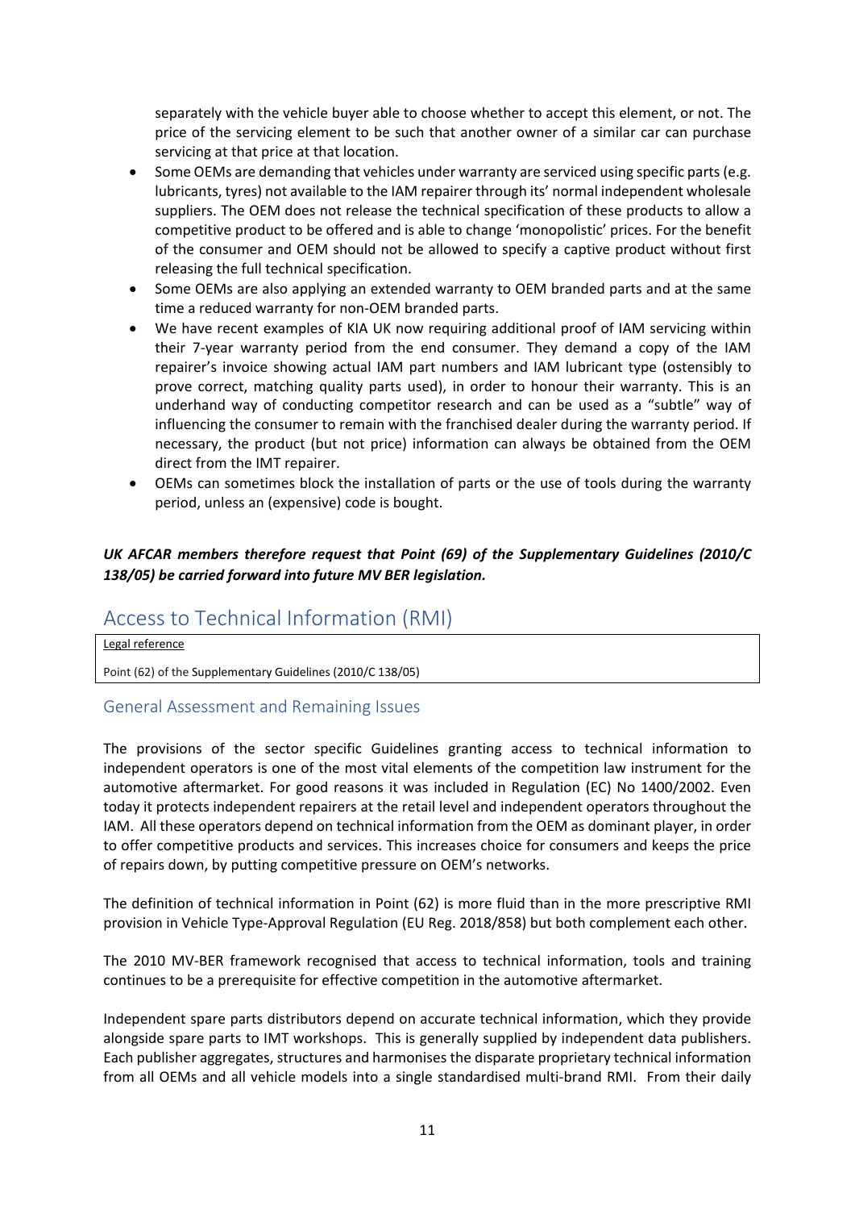separately with the vehicle buyer able to choose whether to accept this element, or not. The price of the servicing element to be such that another owner of a similar car can purchase servicing at that price at that location.

- Some OEMs are demanding that vehicles under warranty are serviced using specific parts (e.g. lubricants, tyres) not available to the IAM repairer through its' normal independent wholesale suppliers. The OEM does not release the technical specification of these products to allow a competitive product to be offered and is able to change 'monopolistic' prices. For the benefit of the consumer and OEM should not be allowed to specify a captive product without first releasing the full technical specification.
- Some OEMs are also applying an extended warranty to OEM branded parts and at the same time a reduced warranty for non-OEM branded parts.
- We have recent examples of KIA UK now requiring additional proof of IAM servicing within their 7-year warranty period from the end consumer. They demand a copy of the IAM repairer's invoice showing actual IAM part numbers and IAM lubricant type (ostensibly to prove correct, matching quality parts used), in order to honour their warranty. This is an underhand way of conducting competitor research and can be used as a "subtle" way of influencing the consumer to remain with the franchised dealer during the warranty period. If necessary, the product (but not price) information can always be obtained from the OEM direct from the IMT repairer.
- OEMs can sometimes block the installation of parts or the use of tools during the warranty period, unless an (expensive) code is bought.

***UK AFCAR members therefore request that Point (69) of the Supplementary Guidelines (2010/C 138/05) be carried forward into future MV BER legislation.***

## Access to Technical Information (RMI)

| Legal reference |
| --- |
| Point (62) of the Supplementary Guidelines (2010/C 138/05) |

### General Assessment and Remaining Issues

The provisions of the sector specific Guidelines granting access to technical information to independent operators is one of the most vital elements of the competition law instrument for the automotive aftermarket. For good reasons it was included in Regulation (EC) No 1400/2002. Even today it protects independent repairers at the retail level and independent operators throughout the IAM. All these operators depend on technical information from the OEM as dominant player, in order to offer competitive products and services. This increases choice for consumers and keeps the price of repairs down, by putting competitive pressure on OEM's networks.

The definition of technical information in Point (62) is more fluid than in the more prescriptive RMI provision in Vehicle Type-Approval Regulation (EU Reg. 2018/858) but both complement each other.

The 2010 MV-BER framework recognised that access to technical information, tools and training continues to be a prerequisite for effective competition in the automotive aftermarket.

Independent spare parts distributors depend on accurate technical information, which they provide alongside spare parts to IMT workshops. This is generally supplied by independent data publishers. Each publisher aggregates, structures and harmonises the disparate proprietary technical information from all OEMs and all vehicle models into a single standardised multi-brand RMI. From their daily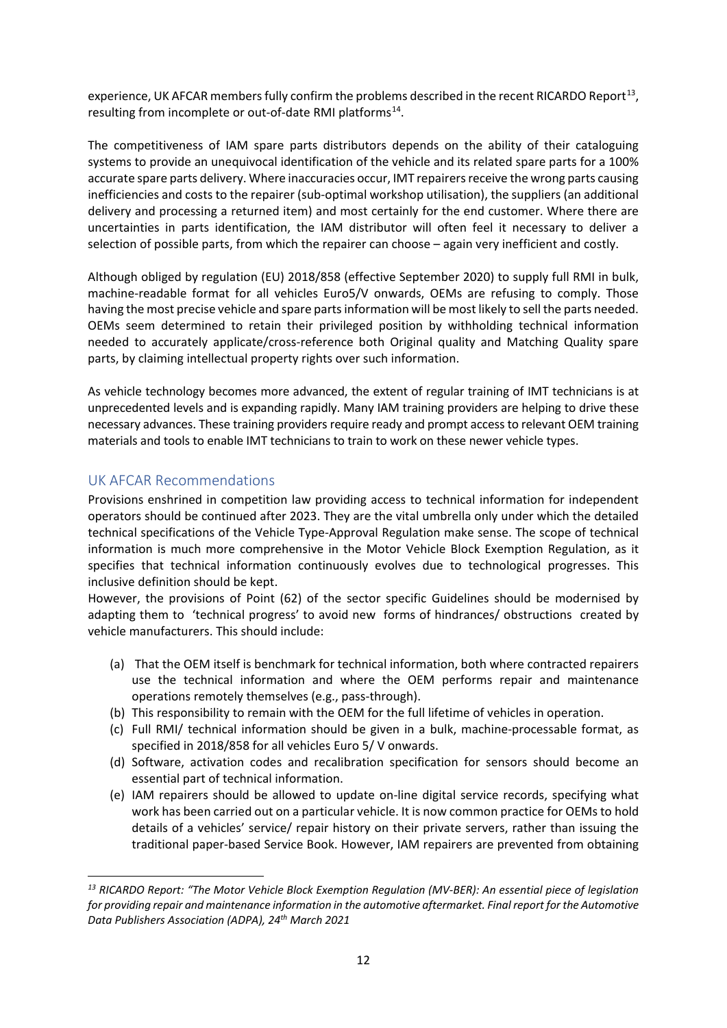experience, UK AFCAR members fully confirm the problems described in the recent RICARDO Report[13], resulting from incomplete or out-of-date RMI platforms[14].

The competitiveness of IAM spare parts distributors depends on the ability of their cataloguing systems to provide an unequivocal identification of the vehicle and its related spare parts for a 100% accurate spare parts delivery. Where inaccuracies occur, IMT repairers receive the wrong parts causing inefficiencies and costs to the repairer (sub-optimal workshop utilisation), the suppliers (an additional delivery and processing a returned item) and most certainly for the end customer. Where there are uncertainties in parts identification, the IAM distributor will often feel it necessary to deliver a selection of possible parts, from which the repairer can choose – again very inefficient and costly.

Although obliged by regulation (EU) 2018/858 (effective September 2020) to supply full RMI in bulk, machine-readable format for all vehicles Euro5/V onwards, OEMs are refusing to comply. Those having the most precise vehicle and spare parts information will be most likely to sell the parts needed. OEMs seem determined to retain their privileged position by withholding technical information needed to accurately applicate/cross-reference both Original quality and Matching Quality spare parts, by claiming intellectual property rights over such information.

As vehicle technology becomes more advanced, the extent of regular training of IMT technicians is at unprecedented levels and is expanding rapidly. Many IAM training providers are helping to drive these necessary advances. These training providers require ready and prompt access to relevant OEM training materials and tools to enable IMT technicians to train to work on these newer vehicle types.

## UK AFCAR Recommendations

Provisions enshrined in competition law providing access to technical information for independent operators should be continued after 2023. They are the vital umbrella only under which the detailed technical specifications of the Vehicle Type-Approval Regulation make sense. The scope of technical information is much more comprehensive in the Motor Vehicle Block Exemption Regulation, as it specifies that technical information continuously evolves due to technological progresses. This inclusive definition should be kept.

However, the provisions of Point (62) of the sector specific Guidelines should be modernised by adapting them to 'technical progress' to avoid new forms of hindrances/ obstructions created by vehicle manufacturers. This should include:

(a) That the OEM itself is benchmark for technical information, both where contracted repairers use the technical information and where the OEM performs repair and maintenance operations remotely themselves (e.g., pass-through).
(b) This responsibility to remain with the OEM for the full lifetime of vehicles in operation.
(c) Full RMI/ technical information should be given in a bulk, machine-processable format, as specified in 2018/858 for all vehicles Euro 5/ V onwards.
(d) Software, activation codes and recalibration specification for sensors should become an essential part of technical information.
(e) IAM repairers should be allowed to update on-line digital service records, specifying what work has been carried out on a particular vehicle. It is now common practice for OEMs to hold details of a vehicles' service/ repair history on their private servers, rather than issuing the traditional paper-based Service Book. However, IAM repairers are prevented from obtaining

[13] *RICARDO Report: "The Motor Vehicle Block Exemption Regulation (MV-BER): An essential piece of legislation for providing repair and maintenance information in the automotive aftermarket. Final report for the Automotive Data Publishers Association (ADPA), 24th March 2021*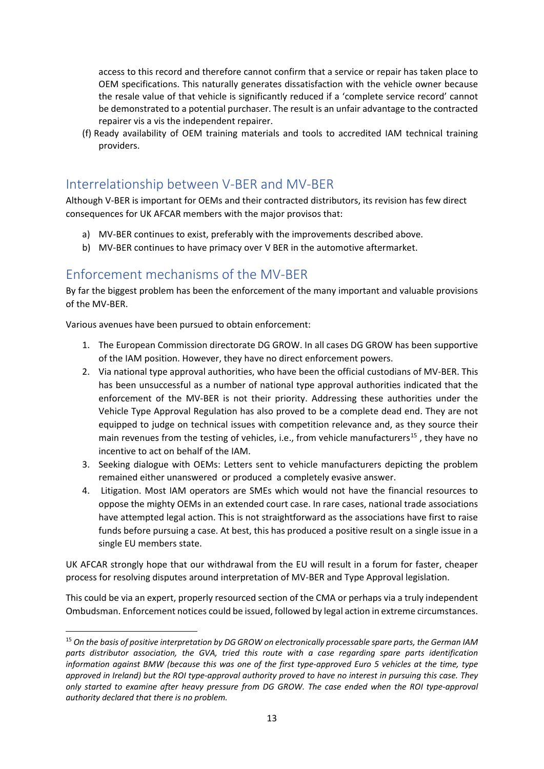access to this record and therefore cannot confirm that a service or repair has taken place to OEM specifications. This naturally generates dissatisfaction with the vehicle owner because the resale value of that vehicle is significantly reduced if a 'complete service record' cannot be demonstrated to a potential purchaser. The result is an unfair advantage to the contracted repairer vis a vis the independent repairer.

(f) Ready availability of OEM training materials and tools to accredited IAM technical training providers.

## Interrelationship between V-BER and MV-BER

Although V-BER is important for OEMs and their contracted distributors, its revision has few direct consequences for UK AFCAR members with the major provisos that:

a) MV-BER continues to exist, preferably with the improvements described above.
b) MV-BER continues to have primacy over V BER in the automotive aftermarket.

## Enforcement mechanisms of the MV-BER

By far the biggest problem has been the enforcement of the many important and valuable provisions of the MV-BER.

Various avenues have been pursued to obtain enforcement:

1. The European Commission directorate DG GROW. In all cases DG GROW has been supportive of the IAM position. However, they have no direct enforcement powers.
2. Via national type approval authorities, who have been the official custodians of MV-BER. This has been unsuccessful as a number of national type approval authorities indicated that the enforcement of the MV-BER is not their priority. Addressing these authorities under the Vehicle Type Approval Regulation has also proved to be a complete dead end. They are not equipped to judge on technical issues with competition relevance and, as they source their main revenues from the testing of vehicles, i.e., from vehicle manufacturers[15] , they have no incentive to act on behalf of the IAM.
3. Seeking dialogue with OEMs: Letters sent to vehicle manufacturers depicting the problem remained either unanswered or produced a completely evasive answer.
4. Litigation. Most IAM operators are SMEs which would not have the financial resources to oppose the mighty OEMs in an extended court case. In rare cases, national trade associations have attempted legal action. This is not straightforward as the associations have first to raise funds before pursuing a case. At best, this has produced a positive result on a single issue in a single EU members state.

UK AFCAR strongly hope that our withdrawal from the EU will result in a forum for faster, cheaper process for resolving disputes around interpretation of MV-BER and Type Approval legislation.

This could be via an expert, properly resourced section of the CMA or perhaps via a truly independent Ombudsman. Enforcement notices could be issued, followed by legal action in extreme circumstances.

[15] *On the basis of positive interpretation by DG GROW on electronically processable spare parts, the German IAM parts distributor association, the GVA, tried this route with a case regarding spare parts identification information against BMW (because this was one of the first type-approved Euro 5 vehicles at the time, type approved in Ireland) but the ROI type-approval authority proved to have no interest in pursuing this case. They only started to examine after heavy pressure from DG GROW. The case ended when the ROI type-approval authority declared that there is no problem.*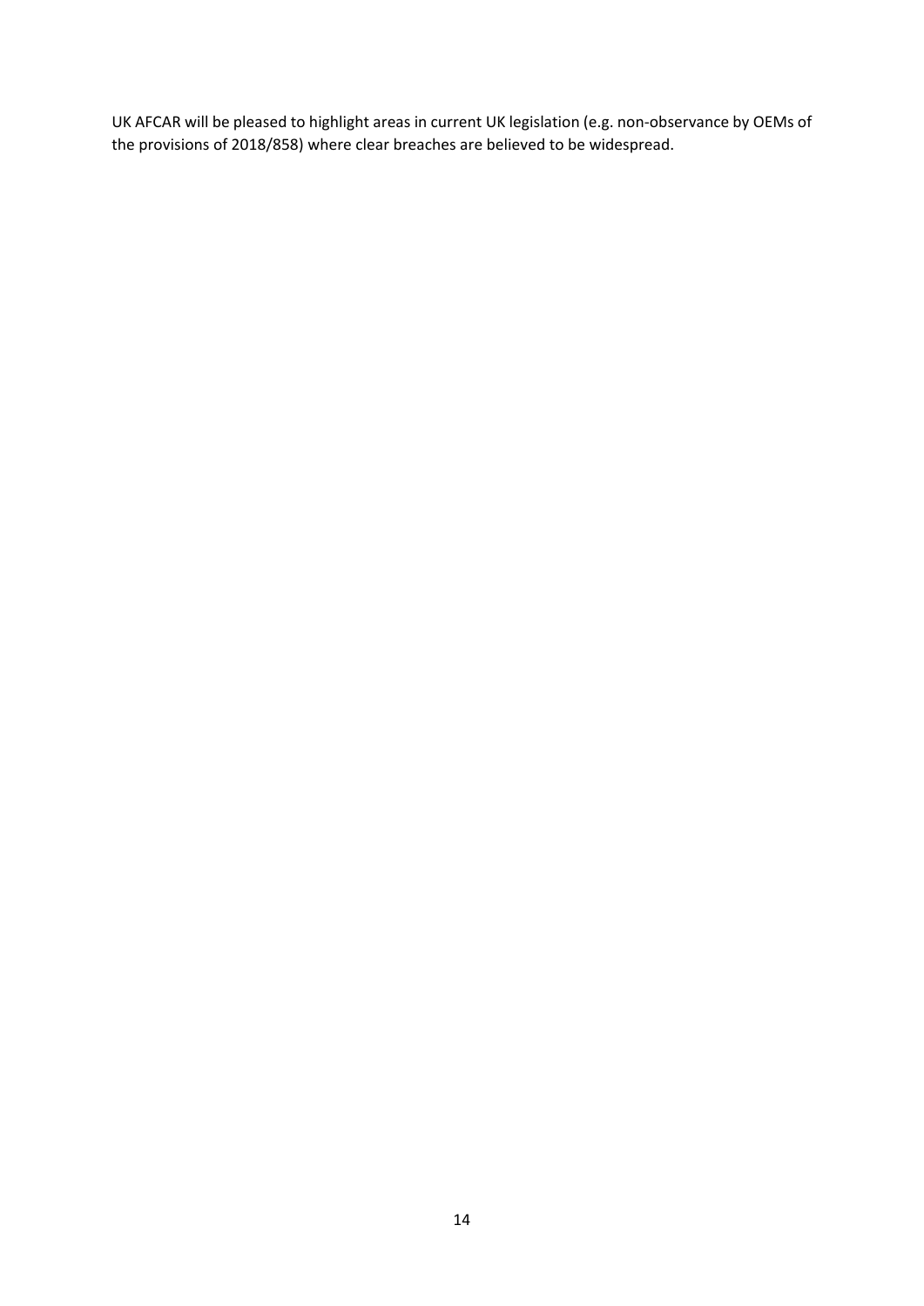UK AFCAR will be pleased to highlight areas in current UK legislation (e.g. non-observance by OEMs of the provisions of 2018/858) where clear breaches are believed to be widespread.